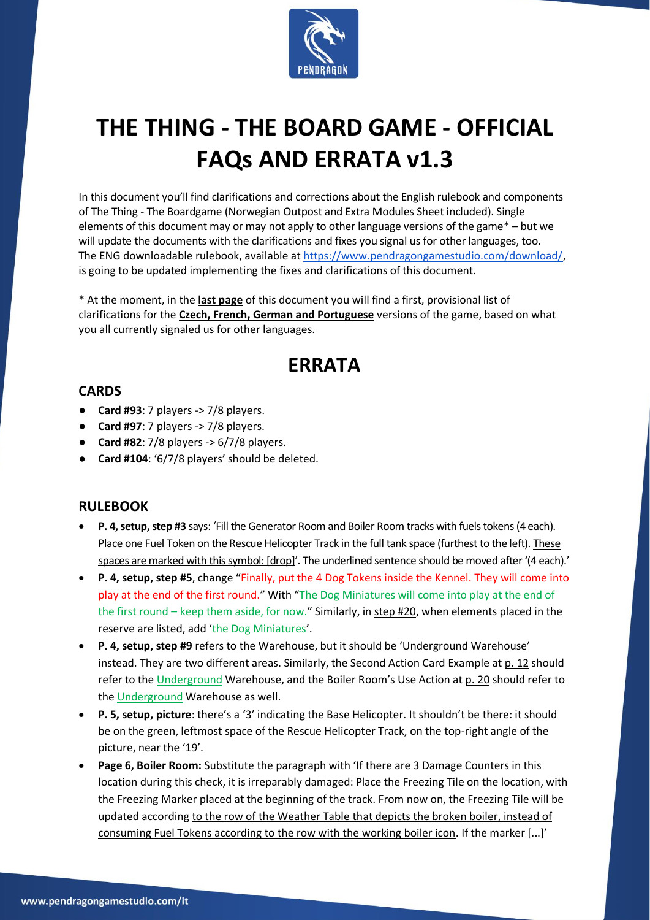# THE THING - THE BOARD GAME - OFFICIAL FAQs AND ERRATA v1.3

In this document you'll find clarifications and corrections about the English rulebook and components of The Thing - The Boardgame (Norwegian Outpost and Extra Modules Sheet included). Single elements of this document may or may not apply to other language versions of the game* – but we will update the documents with the clarifications and fixes you signal us for other languages, too. The ENG downloadable rulebook, available at https://www.pendragongamestudio.com/download/, is going to be updated implementing the fixes and clarifications of this document.

* At the moment, in the **last page** of this document you will find a first, provisional list of clarifications for the **Czech, French, German and Portuguese** versions of the game, based on what you all currently signaled us for other languages.

## ERRATA

### CARDS

- **Card #93**: 7 players -> 7/8 players.
- **Card #97**: 7 players -> 7/8 players.
- **Card #82**: 7/8 players -> 6/7/8 players.
- **Card #104**: '6/7/8 players' should be deleted.

### RULEBOOK

- **P. 4, setup, step #3** says: 'Fill the Generator Room and Boiler Room tracks with fuels tokens (4 each). Place one Fuel Token on the Rescue Helicopter Track in the full tank space (furthest to the left). These spaces are marked with this symbol: [drop]'. The underlined sentence should be moved after '(4 each).'
- **P. 4, setup, step #5**, change "Finally, put the 4 Dog Tokens inside the Kennel. They will come into play at the end of the first round." With "The Dog Miniatures will come into play at the end of the first round – keep them aside, for now." Similarly, in step #20, when elements placed in the reserve are listed, add 'the Dog Miniatures'.
- **P. 4, setup, step #9** refers to the Warehouse, but it should be 'Underground Warehouse' instead. They are two different areas. Similarly, the Second Action Card Example at p. 12 should refer to the Underground Warehouse, and the Boiler Room's Use Action at p. 20 should refer to the Underground Warehouse as well.
- **P. 5, setup, picture**: there's a '3' indicating the Base Helicopter. It shouldn't be there: it should be on the green, leftmost space of the Rescue Helicopter Track, on the top-right angle of the picture, near the '19'.
- **Page 6, Boiler Room:** Substitute the paragraph with 'If there are 3 Damage Counters in this location during this check, it is irreparably damaged: Place the Freezing Tile on the location, with the Freezing Marker placed at the beginning of the track. From now on, the Freezing Tile will be updated according to the row of the Weather Table that depicts the broken boiler, instead of consuming Fuel Tokens according to the row with the working boiler icon. If the marker [...]'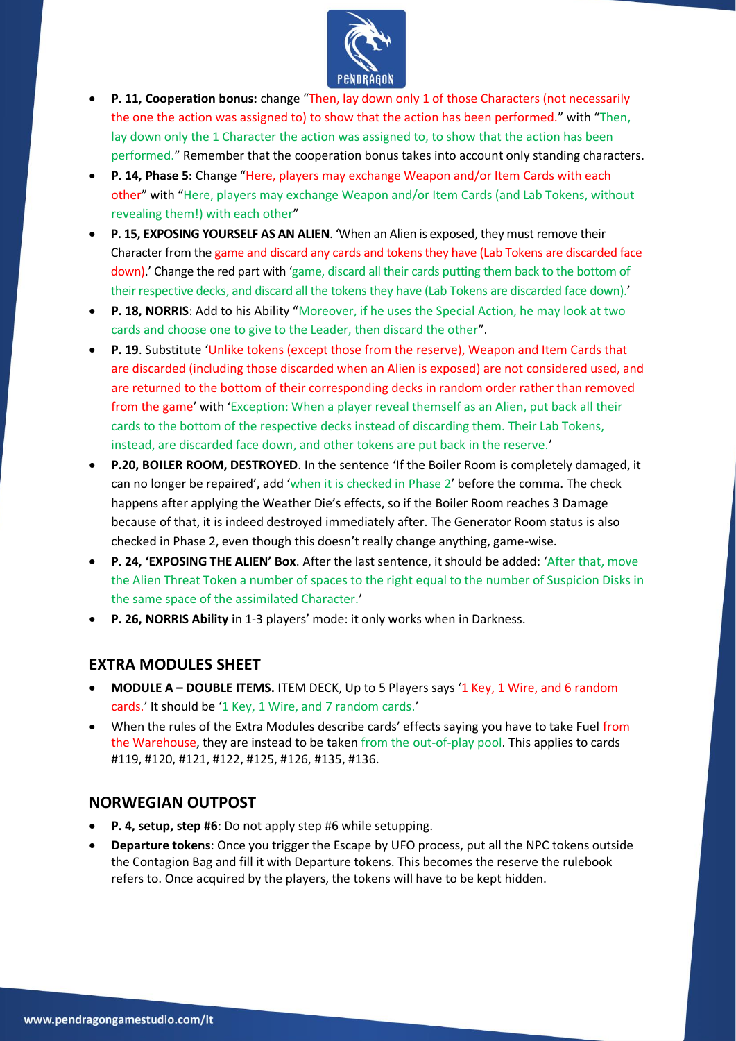- **P. 11, Cooperation bonus:** change "Then, lay down only 1 of those Characters (not necessarily the one the action was assigned to) to show that the action has been performed." with "Then, lay down only the 1 Character the action was assigned to, to show that the action has been performed." Remember that the cooperation bonus takes into account only standing characters.
- **P. 14, Phase 5:** Change "Here, players may exchange Weapon and/or Item Cards with each other" with "Here, players may exchange Weapon and/or Item Cards (and Lab Tokens, without revealing them!) with each other"
- **P. 15, EXPOSING YOURSELF AS AN ALIEN**. 'When an Alien is exposed, they must remove their Character from the game and discard any cards and tokens they have (Lab Tokens are discarded face down).' Change the red part with 'game, discard all their cards putting them back to the bottom of their respective decks, and discard all the tokens they have (Lab Tokens are discarded face down).'
- **P. 18, NORRIS**: Add to his Ability "Moreover, if he uses the Special Action, he may look at two cards and choose one to give to the Leader, then discard the other".
- **P. 19**. Substitute 'Unlike tokens (except those from the reserve), Weapon and Item Cards that are discarded (including those discarded when an Alien is exposed) are not considered used, and are returned to the bottom of their corresponding decks in random order rather than removed from the game' with 'Exception: When a player reveal themself as an Alien, put back all their cards to the bottom of the respective decks instead of discarding them. Their Lab Tokens, instead, are discarded face down, and other tokens are put back in the reserve.'
- **P.20, BOILER ROOM, DESTROYED**. In the sentence 'If the Boiler Room is completely damaged, it can no longer be repaired', add 'when it is checked in Phase 2' before the comma. The check happens after applying the Weather Die's effects, so if the Boiler Room reaches 3 Damage because of that, it is indeed destroyed immediately after. The Generator Room status is also checked in Phase 2, even though this doesn't really change anything, game-wise.
- **P. 24, 'EXPOSING THE ALIEN' Box**. After the last sentence, it should be added: 'After that, move the Alien Threat Token a number of spaces to the right equal to the number of Suspicion Disks in the same space of the assimilated Character.'
- **P. 26, NORRIS Ability** in 1-3 players' mode: it only works when in Darkness.

## EXTRA MODULES SHEET

- **MODULE A – DOUBLE ITEMS.** ITEM DECK, Up to 5 Players says '1 Key, 1 Wire, and 6 random cards.' It should be '1 Key, 1 Wire, and _7_ random cards.'
- When the rules of the Extra Modules describe cards' effects saying you have to take Fuel from the Warehouse, they are instead to be taken from the out-of-play pool. This applies to cards #119, #120, #121, #122, #125, #126, #135, #136.

## NORWEGIAN OUTPOST

- **P. 4, setup, step #6**: Do not apply step #6 while setupping.
- **Departure tokens**: Once you trigger the Escape by UFO process, put all the NPC tokens outside the Contagion Bag and fill it with Departure tokens. This becomes the reserve the rulebook refers to. Once acquired by the players, the tokens will have to be kept hidden.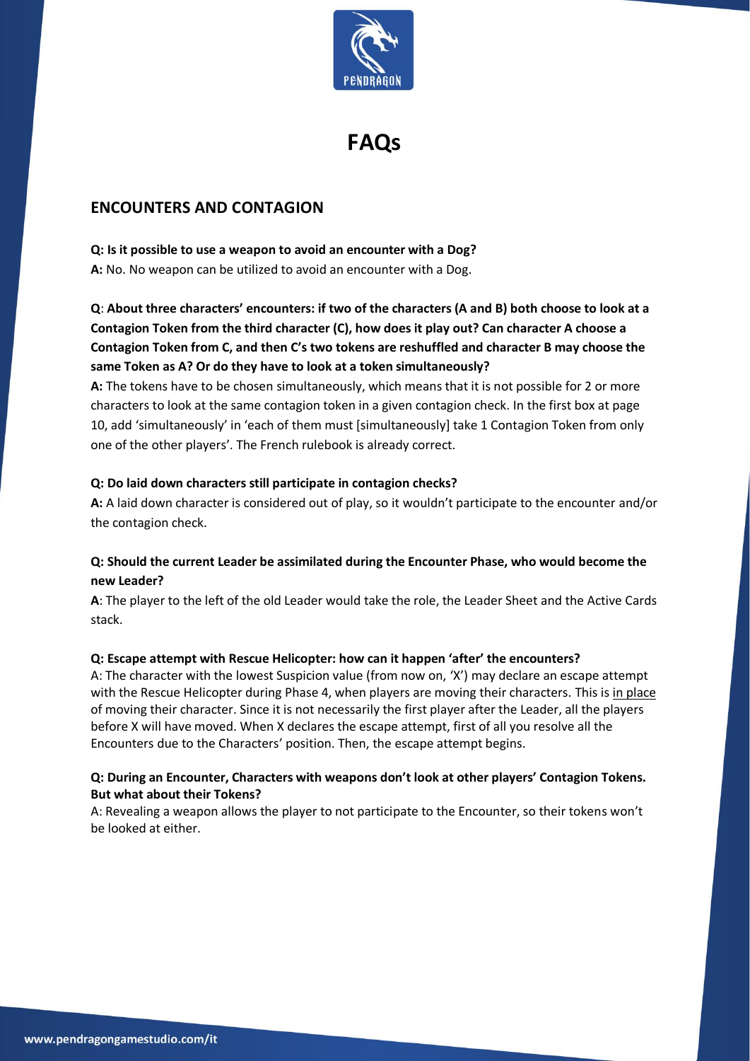# FAQs

## ENCOUNTERS AND CONTAGION

**Q: Is it possible to use a weapon to avoid an encounter with a Dog?**
**A:** No. No weapon can be utilized to avoid an encounter with a Dog.

**Q**: **About three characters' encounters: if two of the characters (A and B) both choose to look at a Contagion Token from the third character (C), how does it play out? Can character A choose a Contagion Token from C, and then C's two tokens are reshuffled and character B may choose the same Token as A? Or do they have to look at a token simultaneously?**
**A:** The tokens have to be chosen simultaneously, which means that it is not possible for 2 or more characters to look at the same contagion token in a given contagion check. In the first box at page 10, add 'simultaneously' in 'each of them must [simultaneously] take 1 Contagion Token from only one of the other players'. The French rulebook is already correct.

**Q: Do laid down characters still participate in contagion checks?**
**A:** A laid down character is considered out of play, so it wouldn't participate to the encounter and/or the contagion check.

**Q: Should the current Leader be assimilated during the Encounter Phase, who would become the new Leader?**
**A**: The player to the left of the old Leader would take the role, the Leader Sheet and the Active Cards stack.

**Q: Escape attempt with Rescue Helicopter: how can it happen 'after' the encounters?**
A: The character with the lowest Suspicion value (from now on, 'X') may declare an escape attempt with the Rescue Helicopter during Phase 4, when players are moving their characters. This is in place of moving their character. Since it is not necessarily the first player after the Leader, all the players before X will have moved. When X declares the escape attempt, first of all you resolve all the Encounters due to the Characters' position. Then, the escape attempt begins.

**Q: During an Encounter, Characters with weapons don't look at other players' Contagion Tokens. But what about their Tokens?**
A: Revealing a weapon allows the player to not participate to the Encounter, so their tokens won't be looked at either.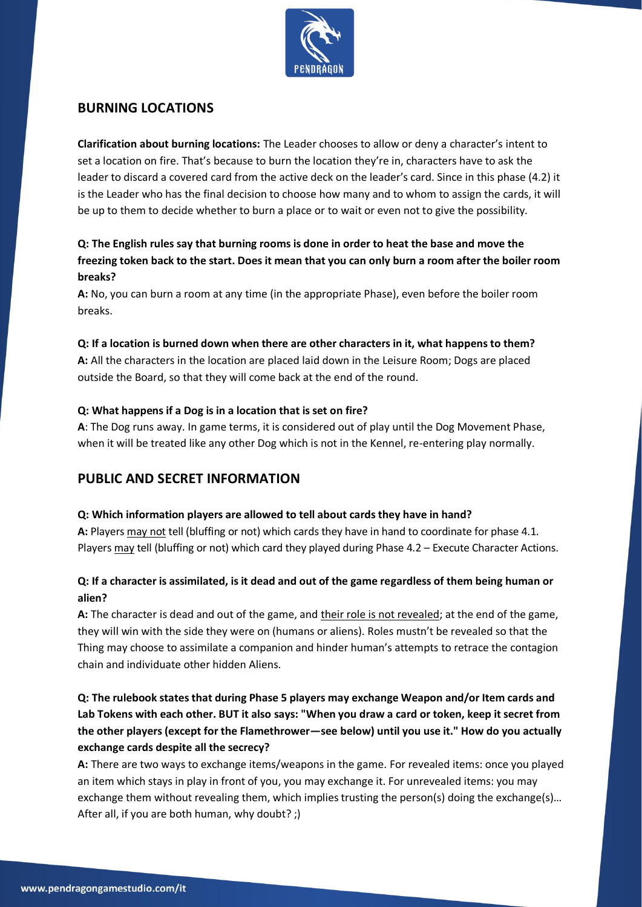## BURNING LOCATIONS

**Clarification about burning locations:** The Leader chooses to allow or deny a character's intent to set a location on fire. That's because to burn the location they're in, characters have to ask the leader to discard a covered card from the active deck on the leader's card. Since in this phase (4.2) it is the Leader who has the final decision to choose how many and to whom to assign the cards, it will be up to them to decide whether to burn a place or to wait or even not to give the possibility.

**Q: The English rules say that burning rooms is done in order to heat the base and move the freezing token back to the start. Does it mean that you can only burn a room after the boiler room breaks?**

**A:** No, you can burn a room at any time (in the appropriate Phase), even before the boiler room breaks.

**Q: If a location is burned down when there are other characters in it, what happens to them?**

**A:** All the characters in the location are placed laid down in the Leisure Room; Dogs are placed outside the Board, so that they will come back at the end of the round.

**Q: What happens if a Dog is in a location that is set on fire?**

**A**: The Dog runs away. In game terms, it is considered out of play until the Dog Movement Phase, when it will be treated like any other Dog which is not in the Kennel, re-entering play normally.

## PUBLIC AND SECRET INFORMATION

**Q: Which information players are allowed to tell about cards they have in hand?**

**A:** Players <u>may not</u> tell (bluffing or not) which cards they have in hand to coordinate for phase 4.1. Players <u>may</u> tell (bluffing or not) which card they played during Phase 4.2 – Execute Character Actions.

**Q: If a character is assimilated, is it dead and out of the game regardless of them being human or alien?**

**A:** The character is dead and out of the game, and <u>their role is not revealed</u>; at the end of the game, they will win with the side they were on (humans or aliens). Roles mustn't be revealed so that the Thing may choose to assimilate a companion and hinder human's attempts to retrace the contagion chain and individuate other hidden Aliens.

**Q: The rulebook states that during Phase 5 players may exchange Weapon and/or Item cards and Lab Tokens with each other. BUT it also says: "When you draw a card or token, keep it secret from the other players (except for the Flamethrower—see below) until you use it." How do you actually exchange cards despite all the secrecy?**

**A:** There are two ways to exchange items/weapons in the game. For revealed items: once you played an item which stays in play in front of you, you may exchange it. For unrevealed items: you may exchange them without revealing them, which implies trusting the person(s) doing the exchange(s)… After all, if you are both human, why doubt? ;)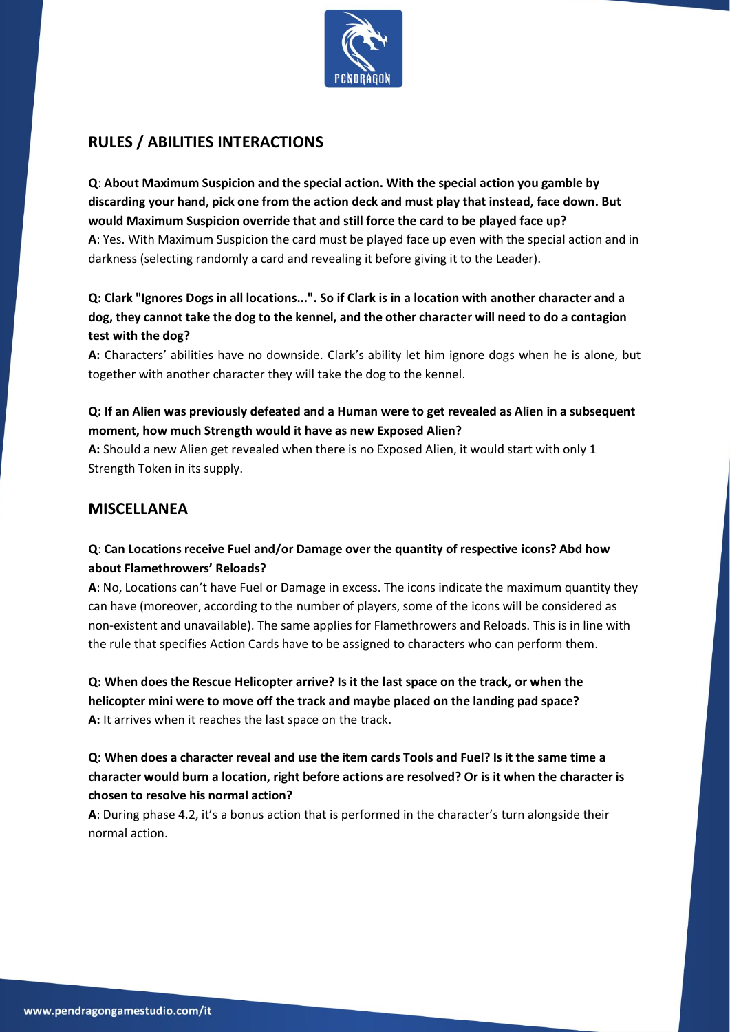## RULES / ABILITIES INTERACTIONS

**Q**: **About Maximum Suspicion and the special action. With the special action you gamble by discarding your hand, pick one from the action deck and must play that instead, face down. But would Maximum Suspicion override that and still force the card to be played face up?**

**A**: Yes. With Maximum Suspicion the card must be played face up even with the special action and in darkness (selecting randomly a card and revealing it before giving it to the Leader).

**Q: Clark "Ignores Dogs in all locations...". So if Clark is in a location with another character and a dog, they cannot take the dog to the kennel, and the other character will need to do a contagion test with the dog?**

**A:** Characters' abilities have no downside. Clark's ability let him ignore dogs when he is alone, but together with another character they will take the dog to the kennel.

**Q: If an Alien was previously defeated and a Human were to get revealed as Alien in a subsequent moment, how much Strength would it have as new Exposed Alien?**

**A:** Should a new Alien get revealed when there is no Exposed Alien, it would start with only 1 Strength Token in its supply.

## MISCELLANEA

**Q**: **Can Locations receive Fuel and/or Damage over the quantity of respective icons? Abd how about Flamethrowers' Reloads?**

**A**: No, Locations can't have Fuel or Damage in excess. The icons indicate the maximum quantity they can have (moreover, according to the number of players, some of the icons will be considered as non-existent and unavailable). The same applies for Flamethrowers and Reloads. This is in line with the rule that specifies Action Cards have to be assigned to characters who can perform them.

**Q: When does the Rescue Helicopter arrive? Is it the last space on the track, or when the helicopter mini were to move off the track and maybe placed on the landing pad space?**

**A:** It arrives when it reaches the last space on the track.

**Q: When does a character reveal and use the item cards Tools and Fuel? Is it the same time a character would burn a location, right before actions are resolved? Or is it when the character is chosen to resolve his normal action?**

**A**: During phase 4.2, it's a bonus action that is performed in the character's turn alongside their normal action.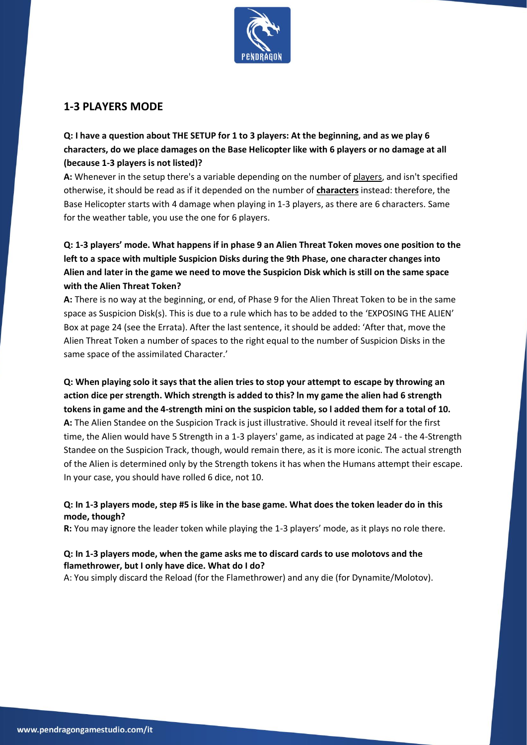## 1-3 PLAYERS MODE

**Q: I have a question about THE SETUP for 1 to 3 players: At the beginning, and as we play 6 characters, do we place damages on the Base Helicopter like with 6 players or no damage at all (because 1-3 players is not listed)?**

**A:** Whenever in the setup there's a variable depending on the number of players, and isn't specified otherwise, it should be read as if it depended on the number of **characters** instead: therefore, the Base Helicopter starts with 4 damage when playing in 1-3 players, as there are 6 characters. Same for the weather table, you use the one for 6 players.

**Q: 1-3 players' mode. What happens if in phase 9 an Alien Threat Token moves one position to the left to a space with multiple Suspicion Disks during the 9th Phase, one character changes into Alien and later in the game we need to move the Suspicion Disk which is still on the same space with the Alien Threat Token?**

**A:** There is no way at the beginning, or end, of Phase 9 for the Alien Threat Token to be in the same space as Suspicion Disk(s). This is due to a rule which has to be added to the 'EXPOSING THE ALIEN' Box at page 24 (see the Errata). After the last sentence, it should be added: 'After that, move the Alien Threat Token a number of spaces to the right equal to the number of Suspicion Disks in the same space of the assimilated Character.'

**Q: When playing solo it says that the alien tries to stop your attempt to escape by throwing an action dice per strength. Which strength is added to this? In my game the alien had 6 strength tokens in game and the 4-strength mini on the suspicion table, so I added them for a total of 10.**

**A:** The Alien Standee on the Suspicion Track is just illustrative. Should it reveal itself for the first time, the Alien would have 5 Strength in a 1-3 players' game, as indicated at page 24 - the 4-Strength Standee on the Suspicion Track, though, would remain there, as it is more iconic. The actual strength of the Alien is determined only by the Strength tokens it has when the Humans attempt their escape. In your case, you should have rolled 6 dice, not 10.

**Q: In 1-3 players mode, step #5 is like in the base game. What does the token leader do in this mode, though?**

**R:** You may ignore the leader token while playing the 1-3 players' mode, as it plays no role there.

**Q: In 1-3 players mode, when the game asks me to discard cards to use molotovs and the flamethrower, but I only have dice. What do I do?**

A: You simply discard the Reload (for the Flamethrower) and any die (for Dynamite/Molotov).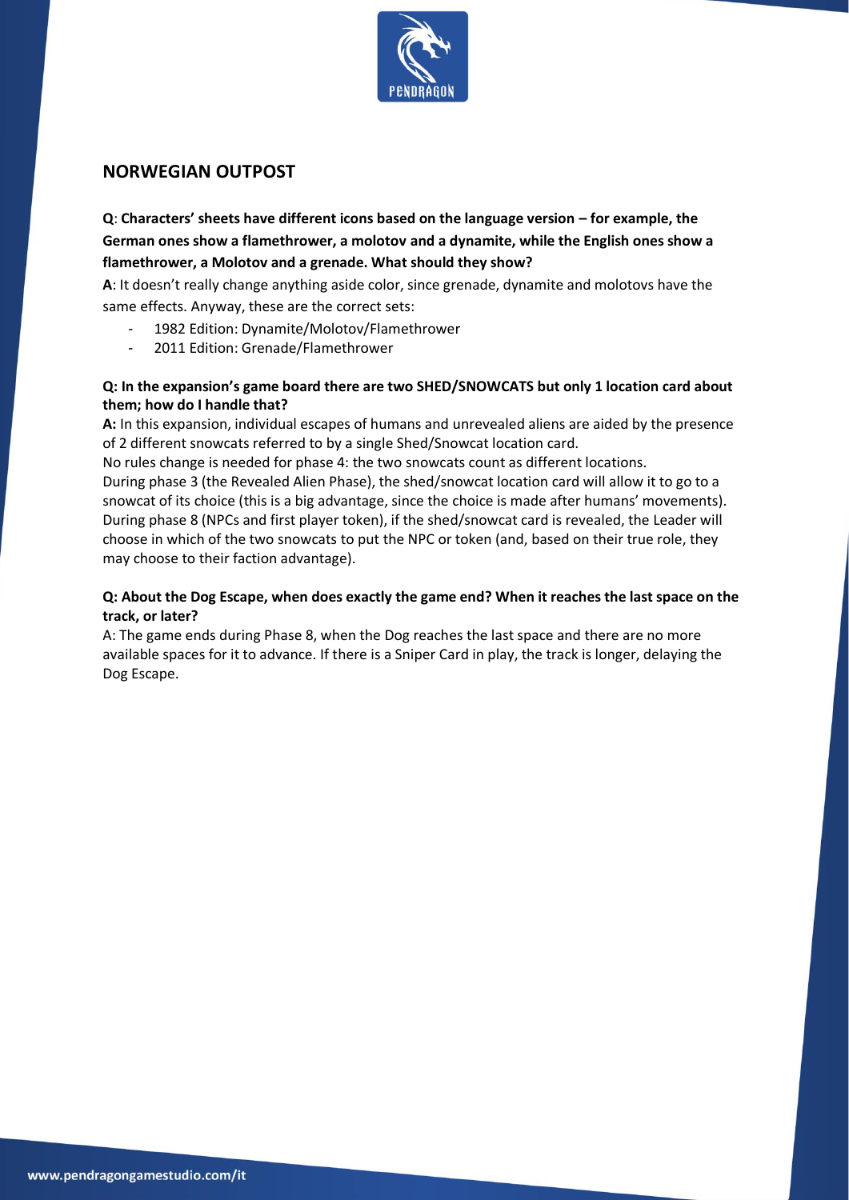## NORWEGIAN OUTPOST

**Q**: **Characters' sheets have different icons based on the language version – for example, the German ones show a flamethrower, a molotov and a dynamite, while the English ones show a flamethrower, a Molotov and a grenade. What should they show?**

**A**: It doesn't really change anything aside color, since grenade, dynamite and molotovs have the same effects. Anyway, these are the correct sets:

- 1982 Edition: Dynamite/Molotov/Flamethrower
- 2011 Edition: Grenade/Flamethrower

**Q: In the expansion's game board there are two SHED/SNOWCATS but only 1 location card about them; how do I handle that?**

**A:** In this expansion, individual escapes of humans and unrevealed aliens are aided by the presence of 2 different snowcats referred to by a single Shed/Snowcat location card.

No rules change is needed for phase 4: the two snowcats count as different locations.

During phase 3 (the Revealed Alien Phase), the shed/snowcat location card will allow it to go to a snowcat of its choice (this is a big advantage, since the choice is made after humans' movements).

During phase 8 (NPCs and first player token), if the shed/snowcat card is revealed, the Leader will choose in which of the two snowcats to put the NPC or token (and, based on their true role, they may choose to their faction advantage).

**Q: About the Dog Escape, when does exactly the game end? When it reaches the last space on the track, or later?**

A: The game ends during Phase 8, when the Dog reaches the last space and there are no more available spaces for it to advance. If there is a Sniper Card in play, the track is longer, delaying the Dog Escape.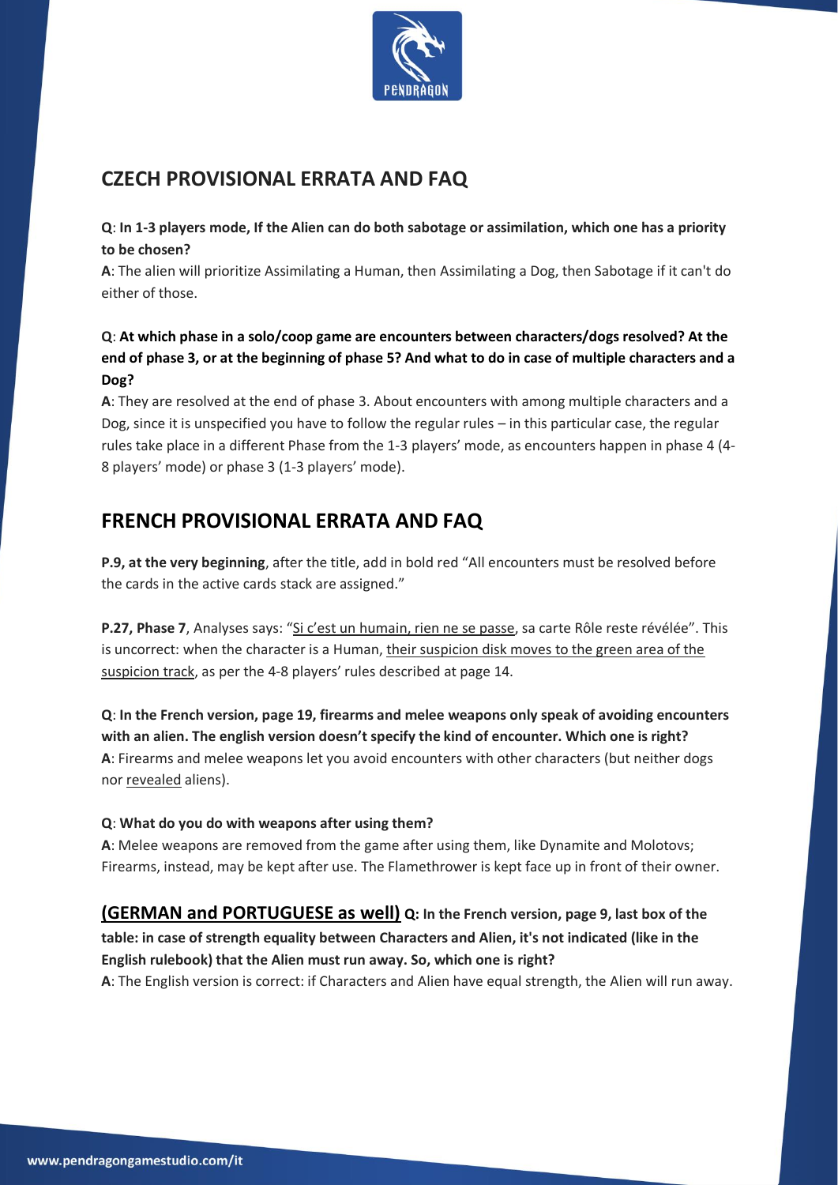## CZECH PROVISIONAL ERRATA AND FAQ

**Q**: **In 1-3 players mode, If the Alien can do both sabotage or assimilation, which one has a priority to be chosen?**

**A**: The alien will prioritize Assimilating a Human, then Assimilating a Dog, then Sabotage if it can't do either of those.

**Q**: **At which phase in a solo/coop game are encounters between characters/dogs resolved? At the end of phase 3, or at the beginning of phase 5? And what to do in case of multiple characters and a Dog?**

**A**: They are resolved at the end of phase 3. About encounters with among multiple characters and a Dog, since it is unspecified you have to follow the regular rules – in this particular case, the regular rules take place in a different Phase from the 1-3 players' mode, as encounters happen in phase 4 (4-8 players' mode) or phase 3 (1-3 players' mode).

## FRENCH PROVISIONAL ERRATA AND FAQ

**P.9, at the very beginning**, after the title, add in bold red "All encounters must be resolved before the cards in the active cards stack are assigned."

**P.27, Phase 7**, Analyses says: "Si c'est un humain, rien ne se passe, sa carte Rôle reste révélée". This is uncorrect: when the character is a Human, their suspicion disk moves to the green area of the suspicion track, as per the 4-8 players' rules described at page 14.

**Q**: **In the French version, page 19, firearms and melee weapons only speak of avoiding encounters with an alien. The english version doesn't specify the kind of encounter. Which one is right?**

**A**: Firearms and melee weapons let you avoid encounters with other characters (but neither dogs nor revealed aliens).

**Q**: **What do you do with weapons after using them?**

**A**: Melee weapons are removed from the game after using them, like Dynamite and Molotovs; Firearms, instead, may be kept after use. The Flamethrower is kept face up in front of their owner.

**(GERMAN and PORTUGUESE as well) Q: In the French version, page 9, last box of the table: in case of strength equality between Characters and Alien, it's not indicated (like in the English rulebook) that the Alien must run away. So, which one is right?**

**A**: The English version is correct: if Characters and Alien have equal strength, the Alien will run away.